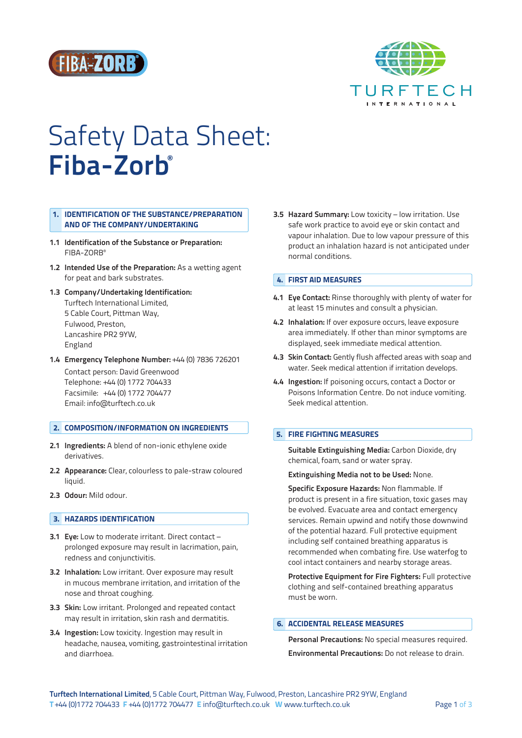# Safety Data Sheet: **Fiba-Zorb®**

## 1. IDENTIFICATION OF THE SUBSTANCE/PREPARATION AND OF THE COMPANY/UNDERTAKING

**1.1 Identification of the Substance or Preparation:** FIBA-ZORB®

**1.2 Intended Use of the Preparation:** As a wetting agent for peat and bark substrates.

**1.3 Company/Undertaking Identification:**
Turftech International Limited,
5 Cable Court, Pittman Way,
Fulwood, Preston,
Lancashire PR2 9YW,
England

**1.4 Emergency Telephone Number:** +44 (0) 7836 726201
Contact person: David Greenwood
Telephone: +44 (0) 1772 704433
Facsimile: +44 (0) 1772 704477
Email: info@turftech.co.uk

## 2. COMPOSITION/INFORMATION ON INGREDIENTS

**2.1 Ingredients:** A blend of non-ionic ethylene oxide derivatives.

**2.2 Appearance:** Clear, colourless to pale-straw coloured liquid.

**2.3 Odour:** Mild odour.

## 3. HAZARDS IDENTIFICATION

**3.1 Eye:** Low to moderate irritant. Direct contact – prolonged exposure may result in lacrimation, pain, redness and conjunctivitis.

**3.2 Inhalation:** Low irritant. Over exposure may result in mucous membrane irritation, and irritation of the nose and throat coughing.

**3.3 Skin:** Low irritant. Prolonged and repeated contact may result in irritation, skin rash and dermatitis.

**3.4 Ingestion:** Low toxicity. Ingestion may result in headache, nausea, vomiting, gastrointestinal irritation and diarrhoea.

**3.5 Hazard Summary:** Low toxicity – low irritation. Use safe work practice to avoid eye or skin contact and vapour inhalation. Due to low vapour pressure of this product an inhalation hazard is not anticipated under normal conditions.

## 4. FIRST AID MEASURES

**4.1 Eye Contact:** Rinse thoroughly with plenty of water for at least 15 minutes and consult a physician.

**4.2 Inhalation:** If over exposure occurs, leave exposure area immediately. If other than minor symptoms are displayed, seek immediate medical attention.

**4.3 Skin Contact:** Gently flush affected areas with soap and water. Seek medical attention if irritation develops.

**4.4 Ingestion:** If poisoning occurs, contact a Doctor or Poisons Information Centre. Do not induce vomiting. Seek medical attention.

## 5. FIRE FIGHTING MEASURES

**Suitable Extinguishing Media:** Carbon Dioxide, dry chemical, foam, sand or water spray.

**Extinguishing Media not to be Used:** None.

**Specific Exposure Hazards:** Non flammable. If product is present in a fire situation, toxic gases may be evolved. Evacuate area and contact emergency services. Remain upwind and notify those downwind of the potential hazard. Full protective equipment including self contained breathing apparatus is recommended when combating fire. Use waterfog to cool intact containers and nearby storage areas.

**Protective Equipment for Fire Fighters:** Full protective clothing and self-contained breathing apparatus must be worn.

## 6. ACCIDENTAL RELEASE MEASURES

**Personal Precautions:** No special measures required.

**Environmental Precautions:** Do not release to drain.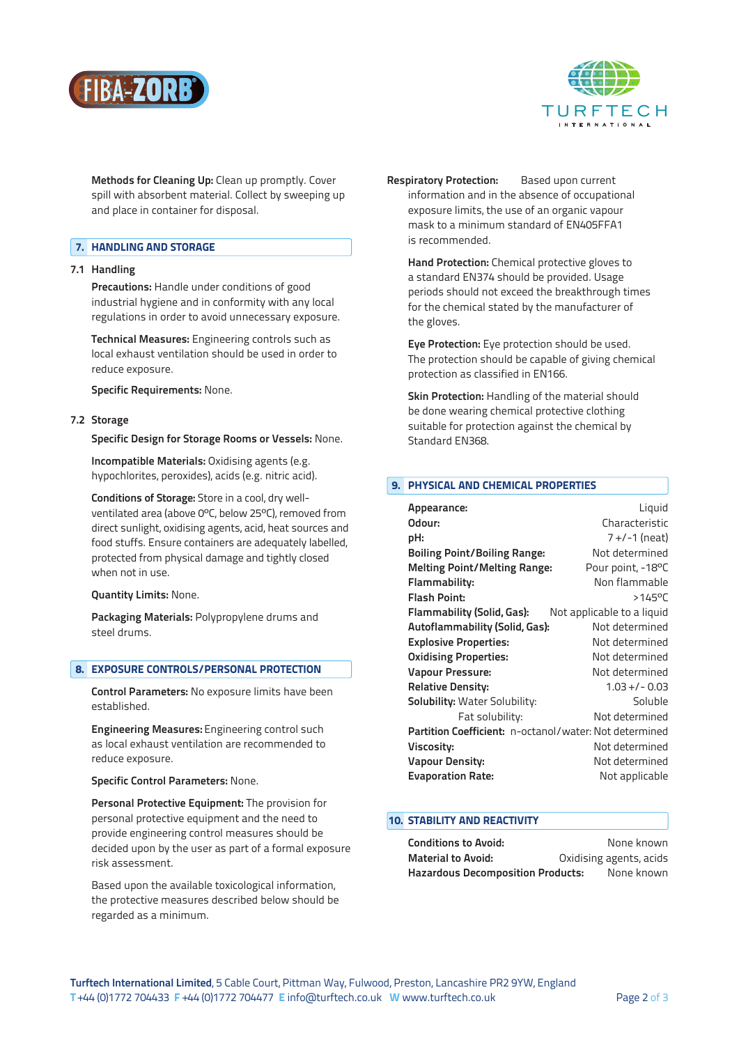**Methods for Cleaning Up:** Clean up promptly. Cover spill with absorbent material. Collect by sweeping up and place in container for disposal.

## 7. HANDLING AND STORAGE

### 7.1 Handling

**Precautions:** Handle under conditions of good industrial hygiene and in conformity with any local regulations in order to avoid unnecessary exposure.

**Technical Measures:** Engineering controls such as local exhaust ventilation should be used in order to reduce exposure.

**Specific Requirements:** None.

### 7.2 Storage

**Specific Design for Storage Rooms or Vessels:** None.

**Incompatible Materials:** Oxidising agents (e.g. hypochlorites, peroxides), acids (e.g. nitric acid).

**Conditions of Storage:** Store in a cool, dry well-ventilated area (above 0ºC, below 25ºC), removed from direct sunlight, oxidising agents, acid, heat sources and food stuffs. Ensure containers are adequately labelled, protected from physical damage and tightly closed when not in use.

**Quantity Limits:** None.

**Packaging Materials:** Polypropylene drums and steel drums.

## 8. EXPOSURE CONTROLS/PERSONAL PROTECTION

**Control Parameters:** No exposure limits have been established.

**Engineering Measures:** Engineering control such as local exhaust ventilation are recommended to reduce exposure.

**Specific Control Parameters:** None.

**Personal Protective Equipment:** The provision for personal protective equipment and the need to provide engineering control measures should be decided upon by the user as part of a formal exposure risk assessment.

Based upon the available toxicological information, the protective measures described below should be regarded as a minimum.

**Respiratory Protection:** Based upon current information and in the absence of occupational exposure limits, the use of an organic vapour mask to a minimum standard of EN405FFA1 is recommended.

**Hand Protection:** Chemical protective gloves to a standard EN374 should be provided. Usage periods should not exceed the breakthrough times for the chemical stated by the manufacturer of the gloves.

**Eye Protection:** Eye protection should be used. The protection should be capable of giving chemical protection as classified in EN166.

**Skin Protection:** Handling of the material should be done wearing chemical protective clothing suitable for protection against the chemical by Standard EN368.

## 9. PHYSICAL AND CHEMICAL PROPERTIES

| Property | Value |
|---|---|
| **Appearance:** | Liquid |
| **Odour:** | Characteristic |
| **pH:** | 7 +/-1 (neat) |
| **Boiling Point/Boiling Range:** | Not determined |
| **Melting Point/Melting Range:** | Pour point, -18ºC |
| **Flammability:** | Non flammable |
| **Flash Point:** | >145ºC |
| **Flammability (Solid, Gas):** | Not applicable to a liquid |
| **Autoflammability (Solid, Gas):** | Not determined |
| **Explosive Properties:** | Not determined |
| **Oxidising Properties:** | Not determined |
| **Vapour Pressure:** | Not determined |
| **Relative Density:** | 1.03 +/- 0.03 |
| **Solubility:** Water Solubility: | Soluble |
| Fat solubility: | Not determined |
| **Partition Coefficient:** n-octanol/water: | Not determined |
| **Viscosity:** | Not determined |
| **Vapour Density:** | Not determined |
| **Evaporation Rate:** | Not applicable |

## 10. STABILITY AND REACTIVITY

| Property | Value |
|---|---|
| **Conditions to Avoid:** | None known |
| **Material to Avoid:** | Oxidising agents, acids |
| **Hazardous Decomposition Products:** | None known |

**Turftech International Limited**, 5 Cable Court, Pittman Way, Fulwood, Preston, Lancashire PR2 9YW, England
**T** +44 (0)1772 704433 **F** +44 (0)1772 704477 **E** info@turftech.co.uk **W** www.turftech.co.uk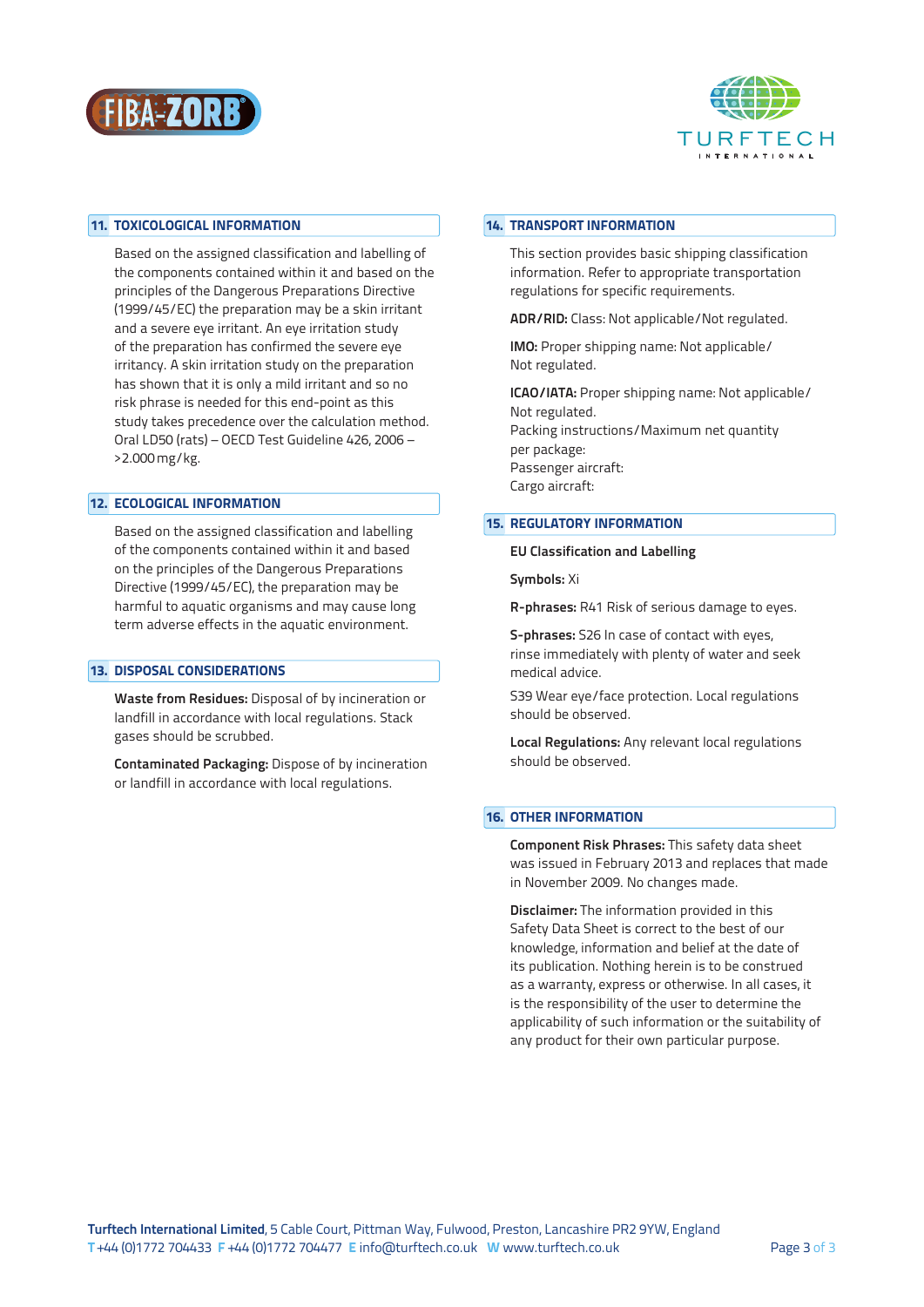## 11. TOXICOLOGICAL INFORMATION

Based on the assigned classification and labelling of the components contained within it and based on the principles of the Dangerous Preparations Directive (1999/45/EC) the preparation may be a skin irritant and a severe eye irritant. An eye irritation study of the preparation has confirmed the severe eye irritancy. A skin irritation study on the preparation has shown that it is only a mild irritant and so no risk phrase is needed for this end-point as this study takes precedence over the calculation method. Oral LD50 (rats) – OECD Test Guideline 426, 2006 – >2.000 mg/kg.

## 12. ECOLOGICAL INFORMATION

Based on the assigned classification and labelling of the components contained within it and based on the principles of the Dangerous Preparations Directive (1999/45/EC), the preparation may be harmful to aquatic organisms and may cause long term adverse effects in the aquatic environment.

## 13. DISPOSAL CONSIDERATIONS

**Waste from Residues:** Disposal of by incineration or landfill in accordance with local regulations. Stack gases should be scrubbed.

**Contaminated Packaging:** Dispose of by incineration or landfill in accordance with local regulations.

## 14. TRANSPORT INFORMATION

This section provides basic shipping classification information. Refer to appropriate transportation regulations for specific requirements.

**ADR/RID:** Class: Not applicable/Not regulated.

**IMO:** Proper shipping name: Not applicable/ Not regulated.

**ICAO/IATA:** Proper shipping name: Not applicable/ Not regulated.
Packing instructions/Maximum net quantity per package:
Passenger aircraft:
Cargo aircraft:

## 15. REGULATORY INFORMATION

**EU Classification and Labelling**

**Symbols:** Xi

**R-phrases:** R41 Risk of serious damage to eyes.

**S-phrases:** S26 In case of contact with eyes, rinse immediately with plenty of water and seek medical advice.

S39 Wear eye/face protection. Local regulations should be observed.

**Local Regulations:** Any relevant local regulations should be observed.

## 16. OTHER INFORMATION

**Component Risk Phrases:** This safety data sheet was issued in February 2013 and replaces that made in November 2009. No changes made.

**Disclaimer:** The information provided in this Safety Data Sheet is correct to the best of our knowledge, information and belief at the date of its publication. Nothing herein is to be construed as a warranty, express or otherwise. In all cases, it is the responsibility of the user to determine the applicability of such information or the suitability of any product for their own particular purpose.